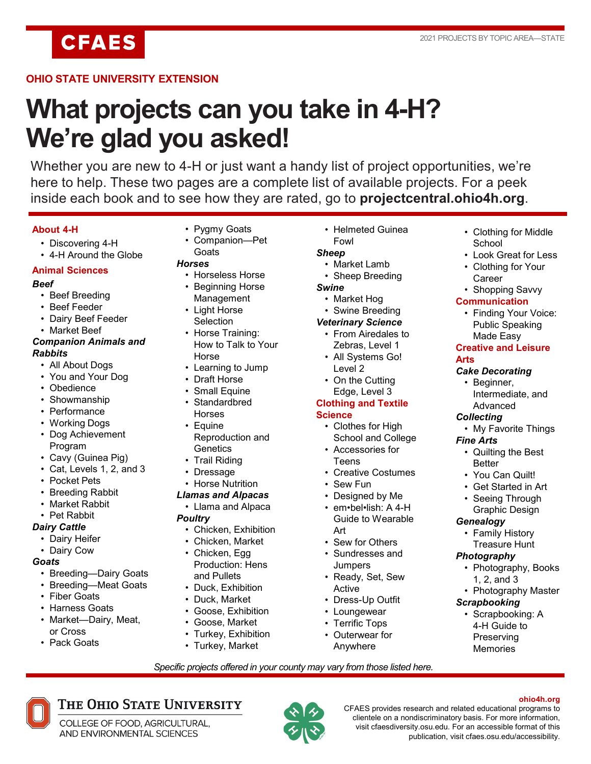OHIO STATE UNIVERSITY EXTENSION

# What projects can you take in 4-H? We're glad you asked!

Whether you are new to 4-H or just want a handy list of project opportunities, we're here to help. These two pages are a complete list of available projects. For a peek inside each book and to see how they are rated, go to **projectcentral.ohio4h.org**.

## About 4-H

- Discovering 4-H
- 4-H Around the Globe

## Animal Sciences

### *Beef*

- Beef Breeding
- Beef Feeder
- Dairy Beef Feeder
- Market Beef

### *Companion Animals and Rabbits*

- All About Dogs
- You and Your Dog
- Obedience
- Showmanship
- Performance
- Working Dogs
- Dog Achievement Program
- Cavy (Guinea Pig)
- Cat, Levels 1, 2, and 3
- Pocket Pets
- Breeding Rabbit
- Market Rabbit
- Pet Rabbit

### *Dairy Cattle*

- Dairy Heifer
- Dairy Cow

### *Goats*

- Breeding—Dairy Goats
- Breeding—Meat Goats
- Fiber Goats
- Harness Goats
- Market—Dairy, Meat, or Cross
- Pack Goats
- Pygmy Goats
- Companion—Pet Goats

### *Horses*

- Horseless Horse
- Beginning Horse Management
- Light Horse Selection
- Horse Training: How to Talk to Your Horse
- Learning to Jump
- Draft Horse
- Small Equine
- Standardbred Horses
- Equine Reproduction and Genetics
- Trail Riding
- Dressage
- Horse Nutrition

### *Llamas and Alpacas*

- Llama and Alpaca

### *Poultry*

- Chicken, Exhibition
- Chicken, Market
- Chicken, Egg Production: Hens and Pullets
- Duck, Exhibition
- Duck, Market
- Goose, Exhibition
- Goose, Market
- Turkey, Exhibition
- Turkey, Market
- Helmeted Guinea Fowl

### *Sheep*

- Market Lamb
- Sheep Breeding

### *Swine*

- Market Hog
- Swine Breeding

### *Veterinary Science*

- From Airedales to Zebras, Level 1
- All Systems Go! Level 2
- On the Cutting Edge, Level 3

## Clothing and Textile Science

- Clothes for High School and College
- Accessories for Teens
- Creative Costumes
- Sew Fun
- Designed by Me
- em•bel•lish: A 4-H Guide to Wearable Art
- Sew for Others
- Sundresses and Jumpers
- Ready, Set, Sew Active
- Dress-Up Outfit
- Loungewear
- Terrific Tops
- Outerwear for Anywhere
- Clothing for Middle School
- Look Great for Less
- Clothing for Your Career
- Shopping Savvy

## Communication

- Finding Your Voice: Public Speaking Made Easy

## Creative and Leisure Arts

### *Cake Decorating*

- Beginner, Intermediate, and Advanced

### *Collecting*

- My Favorite Things

### *Fine Arts*

- Quilting the Best Better
- You Can Quilt!
- Get Started in Art
- Seeing Through Graphic Design

### *Genealogy*

- Family History Treasure Hunt

### *Photography*

- Photography, Books 1, 2, and 3
- Photography Master

### *Scrapbooking*

- Scrapbooking: A 4-H Guide to Preserving Memories

*Specific projects offered in your county may vary from those listed here.*

THE OHIO STATE UNIVERSITY
COLLEGE OF FOOD, AGRICULTURAL, AND ENVIRONMENTAL SCIENCES

ohio4h.org

CFAES provides research and related educational programs to clientele on a nondiscriminatory basis. For more information, visit cfaesdiversity.osu.edu. For an accessible format of this publication, visit cfaes.osu.edu/accessibility.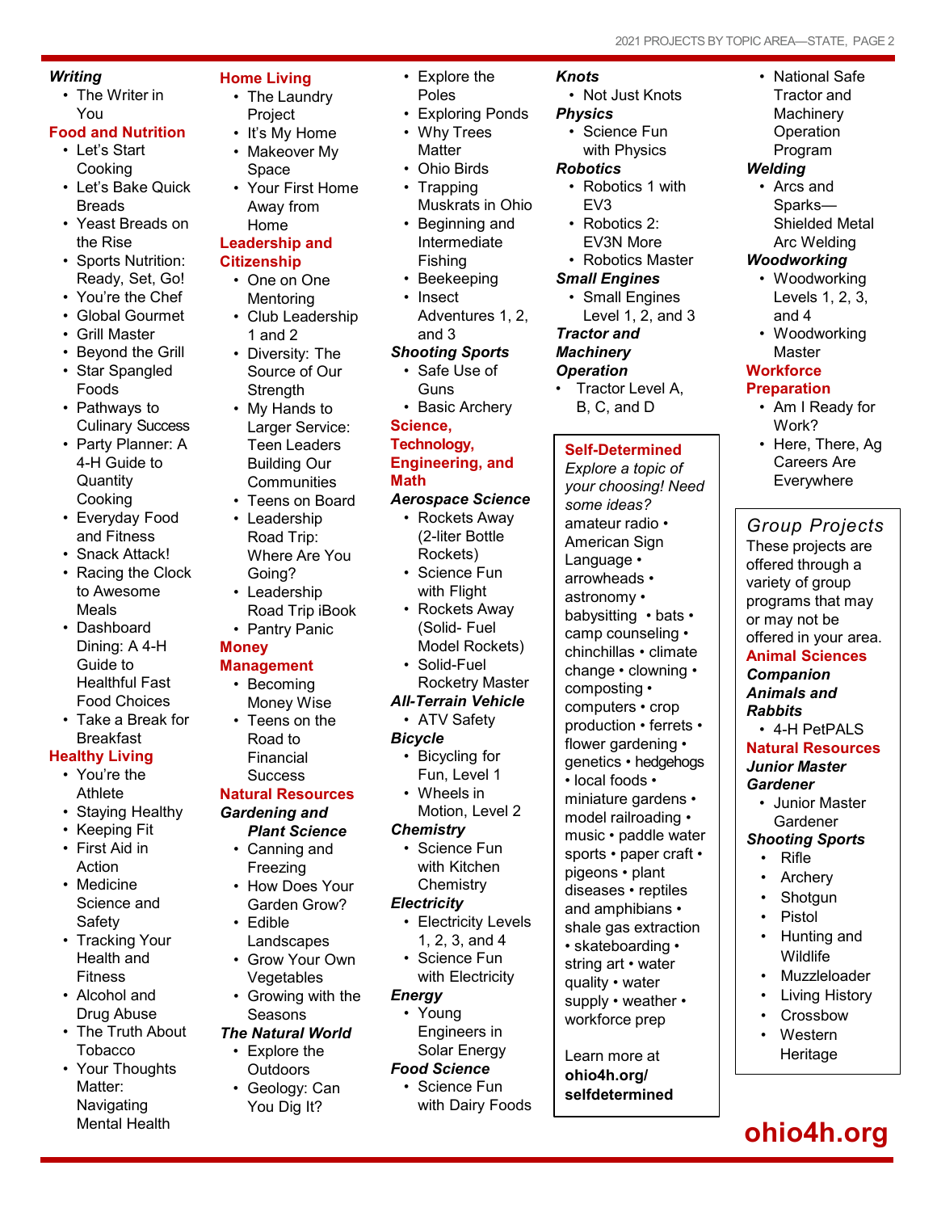### *Writing*

- The Writer in You

## Food and Nutrition

- Let's Start Cooking
- Let's Bake Quick Breads
- Yeast Breads on the Rise
- Sports Nutrition: Ready, Set, Go!
- You're the Chef
- Global Gourmet
- Grill Master
- Beyond the Grill
- Star Spangled Foods
- Pathways to Culinary Success
- Party Planner: A 4-H Guide to Quantity Cooking
- Everyday Food and Fitness
- Snack Attack!
- Racing the Clock to Awesome Meals
- Dashboard Dining: A 4-H Guide to Healthful Fast Food Choices
- Take a Break for Breakfast

## Healthy Living

- You're the Athlete
- Staying Healthy
- Keeping Fit
- First Aid in Action
- Medicine Science and Safety
- Tracking Your Health and Fitness
- Alcohol and Drug Abuse
- The Truth About Tobacco
- Your Thoughts Matter: Navigating Mental Health

## Home Living

- The Laundry Project
- It's My Home
- Makeover My Space
- Your First Home Away from Home

## Leadership and Citizenship

- One on One Mentoring
- Club Leadership 1 and 2
- Diversity: The Source of Our Strength
- My Hands to Larger Service: Teen Leaders Building Our Communities
- Teens on Board
- Leadership Road Trip: Where Are You Going?
- Leadership Road Trip iBook
- Pantry Panic

## Money Management

- Becoming Money Wise
- Teens on the Road to Financial Success

## Natural Resources

### *Gardening and Plant Science*

- Canning and Freezing
- How Does Your Garden Grow?
- Edible Landscapes
- Grow Your Own Vegetables
- Growing with the Seasons

### *The Natural World*

- Explore the Outdoors
- Geology: Can You Dig It?
- Explore the Poles
- Exploring Ponds
- Why Trees Matter
- Ohio Birds
- Trapping Muskrats in Ohio
- Beginning and Intermediate Fishing
- Beekeeping
- Insect Adventures 1, 2, and 3

### *Shooting Sports*

- Safe Use of Guns
- Basic Archery

## Science, Technology, Engineering, and Math

### *Aerospace Science*

- Rockets Away (2-liter Bottle Rockets)
- Science Fun with Flight
- Rockets Away (Solid- Fuel Model Rockets)
- Solid-Fuel Rocketry Master

### *All-Terrain Vehicle*

- ATV Safety

### *Bicycle*

- Bicycling for Fun, Level 1
- Wheels in Motion, Level 2

### *Chemistry*

- Science Fun with Kitchen Chemistry

### *Electricity*

- Electricity Levels 1, 2, 3, and 4
- Science Fun with Electricity

### *Energy*

- Young Engineers in Solar Energy

### *Food Science*

- Science Fun with Dairy Foods

### *Knots*

- Not Just Knots

### *Physics*

- Science Fun with Physics

### *Robotics*

- Robotics 1 with EV3
- Robotics 2: EV3N More
- Robotics Master

### *Small Engines*

- Small Engines Level 1, 2, and 3

### *Tractor and Machinery Operation*

- Tractor Level A, B, C, and D
- National Safe Tractor and Machinery Operation Program

### *Welding*

- Arcs and Sparks—Shielded Metal Arc Welding

### *Woodworking*

- Woodworking Levels 1, 2, 3, and 4
- Woodworking Master

## Workforce Preparation

- Am I Ready for Work?
- Here, There, Ag Careers Are Everywhere

## Self-Determined

*Explore a topic of your choosing! Need some ideas?*

amateur radio • American Sign Language • arrowheads • astronomy • babysitting • bats • camp counseling • chinchillas • climate change • clowning • composting • computers • crop production • ferrets • flower gardening • genetics • hedgehogs • local foods • miniature gardens • model railroading • music • paddle water sports • paper craft • pigeons • plant diseases • reptiles and amphibians • shale gas extraction • skateboarding • string art • water quality • water supply • weather • workforce prep

Learn more at **ohio4h.org/selfdetermined**

## Group Projects

These projects are offered through a variety of group programs that may or may not be offered in your area.

### Animal Sciences

#### *Companion Animals and Rabbits*

- 4-H PetPALS

### Natural Resources

#### *Junior Master Gardener*

- Junior Master Gardener

#### *Shooting Sports*

- Rifle
- Archery
- Shotgun
- Pistol
- Hunting and Wildlife
- Muzzleloader
- Living History
- Crossbow
- Western Heritage

**ohio4h.org**